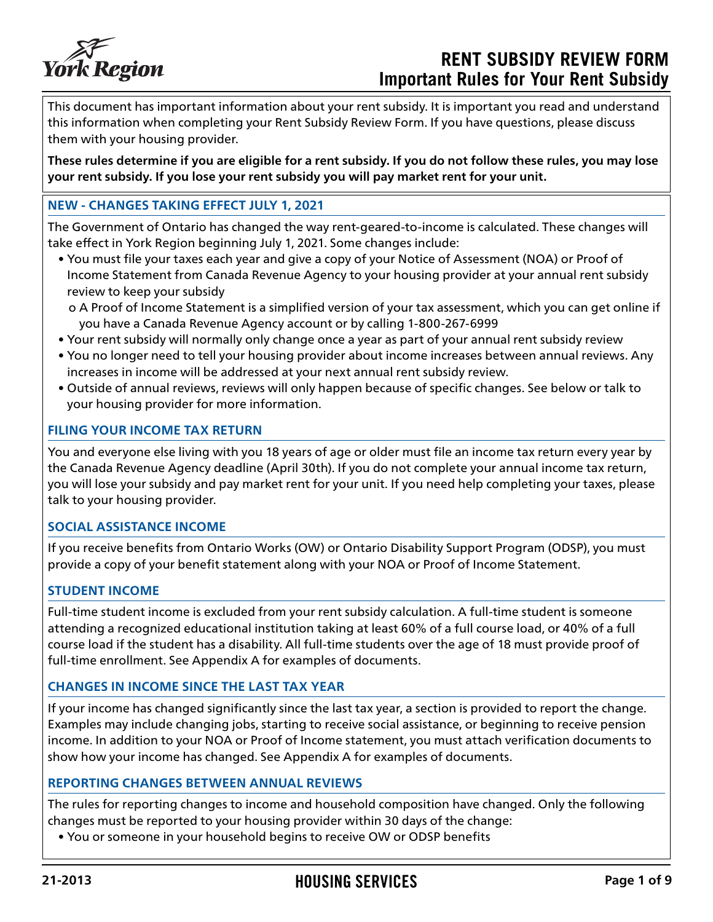# RENT SUBSIDY REVIEW FORM
## Important Rules for Your Rent Subsidy

This document has important information about your rent subsidy. It is important you read and understand this information when completing your Rent Subsidy Review Form. If you have questions, please discuss them with your housing provider.

**These rules determine if you are eligible for a rent subsidy. If you do not follow these rules, you may lose your rent subsidy. If you lose your rent subsidy you will pay market rent for your unit.**

### NEW - CHANGES TAKING EFFECT JULY 1, 2021

The Government of Ontario has changed the way rent-geared-to-income is calculated. These changes will take effect in York Region beginning July 1, 2021. Some changes include:

- You must file your taxes each year and give a copy of your Notice of Assessment (NOA) or Proof of Income Statement from Canada Revenue Agency to your housing provider at your annual rent subsidy review to keep your subsidy
  - A Proof of Income Statement is a simplified version of your tax assessment, which you can get online if you have a Canada Revenue Agency account or by calling 1-800-267-6999
- Your rent subsidy will normally only change once a year as part of your annual rent subsidy review
- You no longer need to tell your housing provider about income increases between annual reviews. Any increases in income will be addressed at your next annual rent subsidy review.
- Outside of annual reviews, reviews will only happen because of specific changes. See below or talk to your housing provider for more information.

### FILING YOUR INCOME TAX RETURN

You and everyone else living with you 18 years of age or older must file an income tax return every year by the Canada Revenue Agency deadline (April 30th). If you do not complete your annual income tax return, you will lose your subsidy and pay market rent for your unit. If you need help completing your taxes, please talk to your housing provider.

### SOCIAL ASSISTANCE INCOME

If you receive benefits from Ontario Works (OW) or Ontario Disability Support Program (ODSP), you must provide a copy of your benefit statement along with your NOA or Proof of Income Statement.

### STUDENT INCOME

Full-time student income is excluded from your rent subsidy calculation. A full-time student is someone attending a recognized educational institution taking at least 60% of a full course load, or 40% of a full course load if the student has a disability. All full-time students over the age of 18 must provide proof of full-time enrollment. See Appendix A for examples of documents.

### CHANGES IN INCOME SINCE THE LAST TAX YEAR

If your income has changed significantly since the last tax year, a section is provided to report the change. Examples may include changing jobs, starting to receive social assistance, or beginning to receive pension income. In addition to your NOA or Proof of Income statement, you must attach verification documents to show how your income has changed. See Appendix A for examples of documents.

### REPORTING CHANGES BETWEEN ANNUAL REVIEWS

The rules for reporting changes to income and household composition have changed. Only the following changes must be reported to your housing provider within 30 days of the change:

- You or someone in your household begins to receive OW or ODSP benefits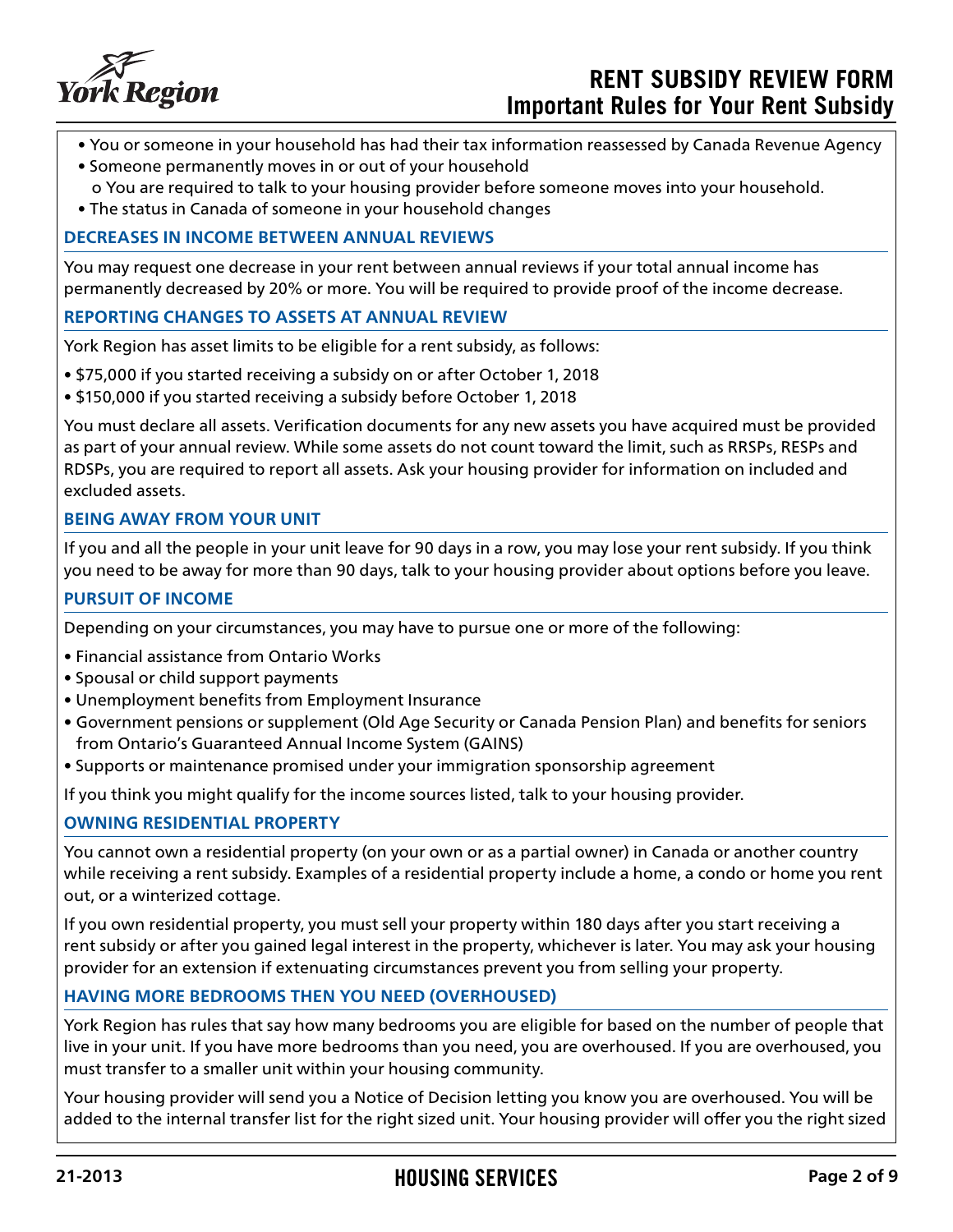- You or someone in your household has had their tax information reassessed by Canada Revenue Agency
- Someone permanently moves in or out of your household
  - You are required to talk to your housing provider before someone moves into your household.
- The status in Canada of someone in your household changes

## DECREASES IN INCOME BETWEEN ANNUAL REVIEWS

You may request one decrease in your rent between annual reviews if your total annual income has permanently decreased by 20% or more. You will be required to provide proof of the income decrease.

## REPORTING CHANGES TO ASSETS AT ANNUAL REVIEW

York Region has asset limits to be eligible for a rent subsidy, as follows:

- $75,000 if you started receiving a subsidy on or after October 1, 2018
- $150,000 if you started receiving a subsidy before October 1, 2018

You must declare all assets. Verification documents for any new assets you have acquired must be provided as part of your annual review. While some assets do not count toward the limit, such as RRSPs, RESPs and RDSPs, you are required to report all assets. Ask your housing provider for information on included and excluded assets.

## BEING AWAY FROM YOUR UNIT

If you and all the people in your unit leave for 90 days in a row, you may lose your rent subsidy. If you think you need to be away for more than 90 days, talk to your housing provider about options before you leave.

## PURSUIT OF INCOME

Depending on your circumstances, you may have to pursue one or more of the following:

- Financial assistance from Ontario Works
- Spousal or child support payments
- Unemployment benefits from Employment Insurance
- Government pensions or supplement (Old Age Security or Canada Pension Plan) and benefits for seniors from Ontario's Guaranteed Annual Income System (GAINS)
- Supports or maintenance promised under your immigration sponsorship agreement

If you think you might qualify for the income sources listed, talk to your housing provider.

## OWNING RESIDENTIAL PROPERTY

You cannot own a residential property (on your own or as a partial owner) in Canada or another country while receiving a rent subsidy. Examples of a residential property include a home, a condo or home you rent out, or a winterized cottage.

If you own residential property, you must sell your property within 180 days after you start receiving a rent subsidy or after you gained legal interest in the property, whichever is later. You may ask your housing provider for an extension if extenuating circumstances prevent you from selling your property.

## HAVING MORE BEDROOMS THEN YOU NEED (OVERHOUSED)

York Region has rules that say how many bedrooms you are eligible for based on the number of people that live in your unit. If you have more bedrooms than you need, you are overhoused. If you are overhoused, you must transfer to a smaller unit within your housing community.

Your housing provider will send you a Notice of Decision letting you know you are overhoused. You will be added to the internal transfer list for the right sized unit. Your housing provider will offer you the right sized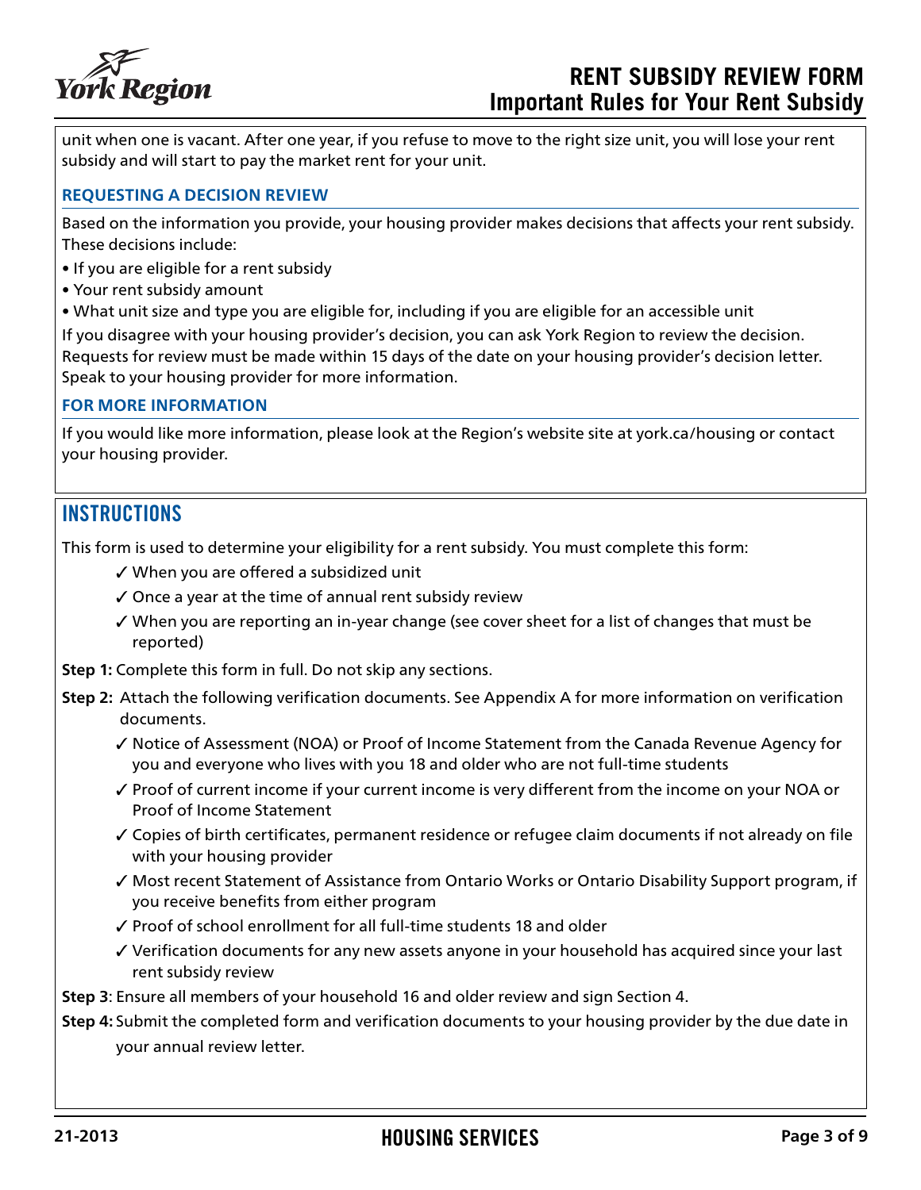unit when one is vacant. After one year, if you refuse to move to the right size unit, you will lose your rent subsidy and will start to pay the market rent for your unit.

### REQUESTING A DECISION REVIEW

Based on the information you provide, your housing provider makes decisions that affects your rent subsidy. These decisions include:

- If you are eligible for a rent subsidy
- Your rent subsidy amount
- What unit size and type you are eligible for, including if you are eligible for an accessible unit

If you disagree with your housing provider's decision, you can ask York Region to review the decision. Requests for review must be made within 15 days of the date on your housing provider's decision letter. Speak to your housing provider for more information.

### FOR MORE INFORMATION

If you would like more information, please look at the Region's website site at york.ca/housing or contact your housing provider.

## INSTRUCTIONS

This form is used to determine your eligibility for a rent subsidy. You must complete this form:

- ✓ When you are offered a subsidized unit
- ✓ Once a year at the time of annual rent subsidy review
- ✓ When you are reporting an in-year change (see cover sheet for a list of changes that must be reported)

**Step 1:** Complete this form in full. Do not skip any sections.

**Step 2:** Attach the following verification documents. See Appendix A for more information on verification documents.

- ✓ Notice of Assessment (NOA) or Proof of Income Statement from the Canada Revenue Agency for you and everyone who lives with you 18 and older who are not full-time students
- ✓ Proof of current income if your current income is very different from the income on your NOA or Proof of Income Statement
- ✓ Copies of birth certificates, permanent residence or refugee claim documents if not already on file with your housing provider
- ✓ Most recent Statement of Assistance from Ontario Works or Ontario Disability Support program, if you receive benefits from either program
- ✓ Proof of school enrollment for all full-time students 18 and older
- ✓ Verification documents for any new assets anyone in your household has acquired since your last rent subsidy review

**Step 3**: Ensure all members of your household 16 and older review and sign Section 4.

**Step 4:** Submit the completed form and verification documents to your housing provider by the due date in your annual review letter.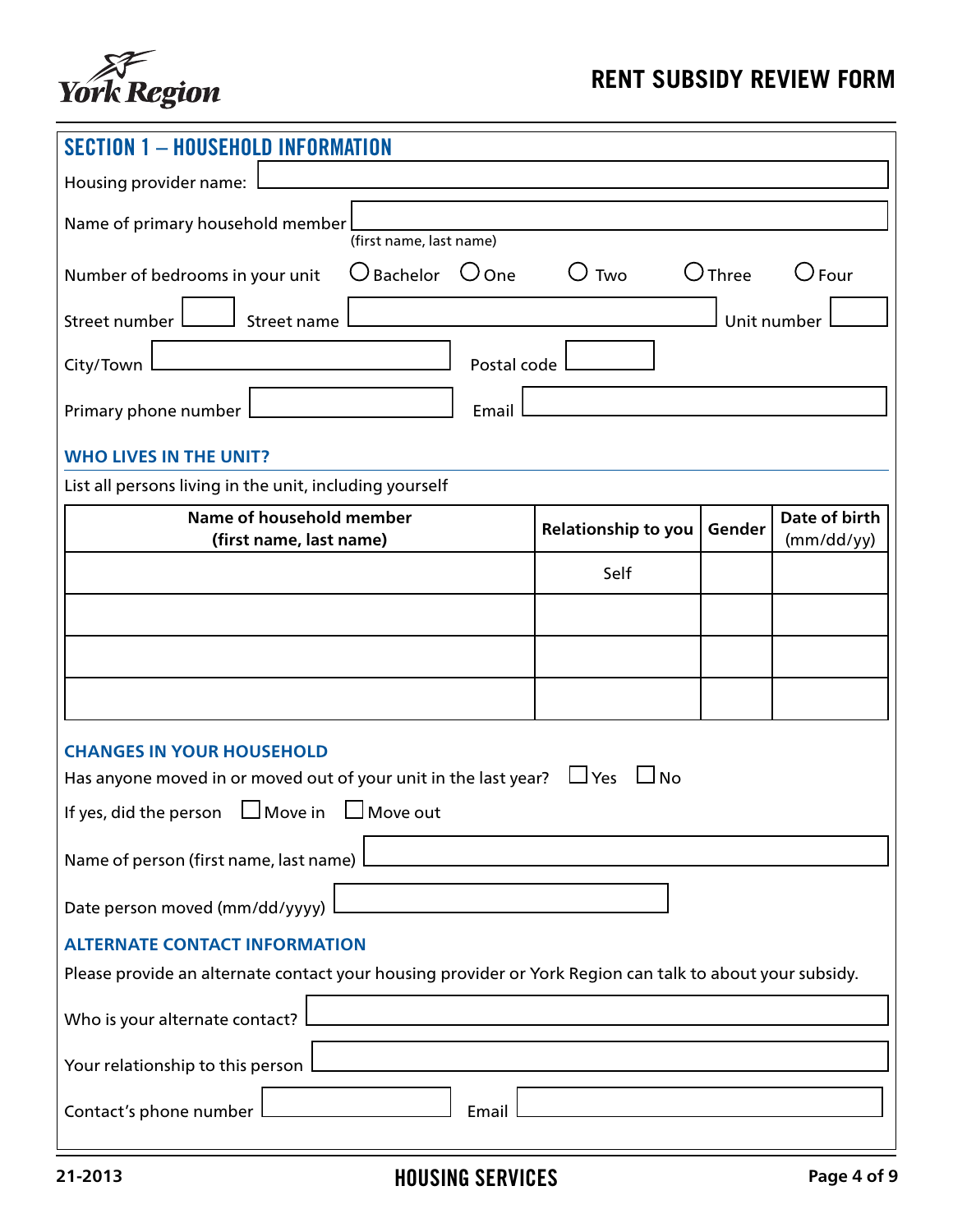# RENT SUBSIDY REVIEW FORM

## SECTION 1 – HOUSEHOLD INFORMATION

Housing provider name:

Name of primary household member (first name, last name)

Number of bedrooms in your unit ○ Bachelor ○ One ○ Two ○ Three ○ Four

Street number Street name Unit number

City/Town Postal code

Primary phone number Email

### WHO LIVES IN THE UNIT?

List all persons living in the unit, including yourself

| Name of household member (first name, last name) | Relationship to you | Gender | Date of birth (mm/dd/yy) |
|---|---|---|---|
| | Self | | |
| | | | |
| | | | |
| | | | |

### CHANGES IN YOUR HOUSEHOLD

Has anyone moved in or moved out of your unit in the last year? ☐ Yes ☐ No

If yes, did the person ☐ Move in ☐ Move out

Name of person (first name, last name)

Date person moved (mm/dd/yyyy)

### ALTERNATE CONTACT INFORMATION

Please provide an alternate contact your housing provider or York Region can talk to about your subsidy.

Who is your alternate contact?

Your relationship to this person

Contact's phone number Email

21-2013 HOUSING SERVICES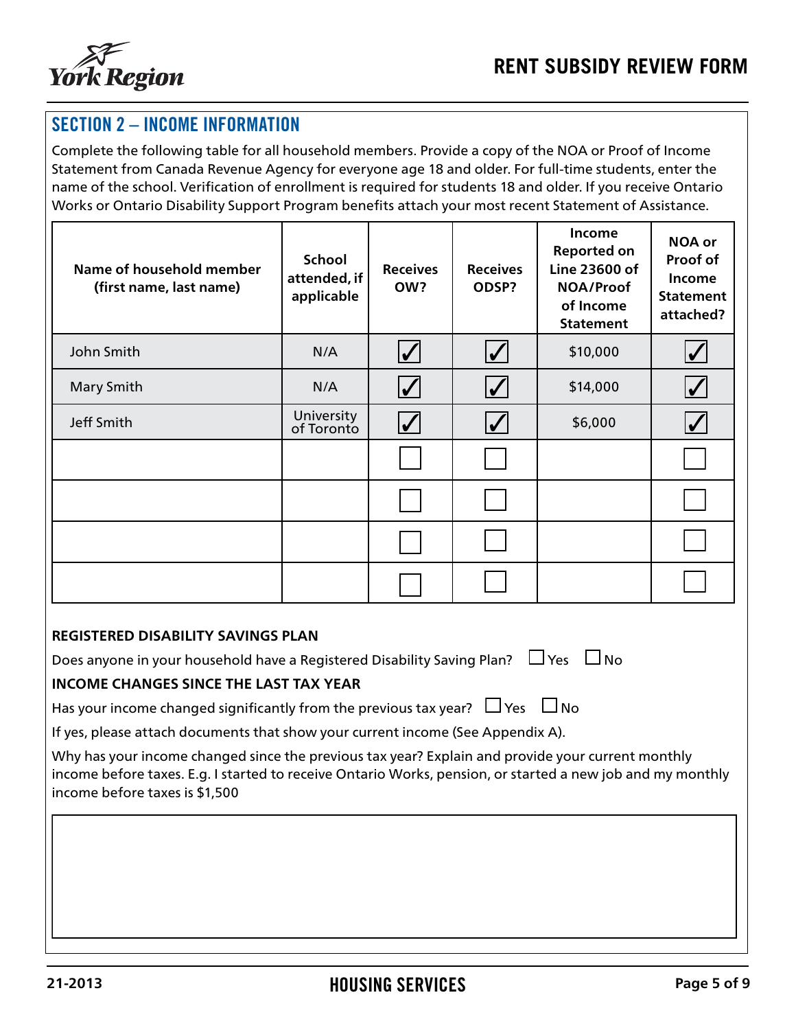## SECTION 2 – INCOME INFORMATION

Complete the following table for all household members. Provide a copy of the NOA or Proof of Income Statement from Canada Revenue Agency for everyone age 18 and older. For full-time students, enter the name of the school. Verification of enrollment is required for students 18 and older. If you receive Ontario Works or Ontario Disability Support Program benefits attach your most recent Statement of Assistance.

| Name of household member (first name, last name) | School attended, if applicable | Receives OW? | Receives ODSP? | Income Reported on Line 23600 of NOA/Proof of Income Statement | NOA or Proof of Income Statement attached? |
|---|---|---|---|---|---|
| John Smith | N/A | ☑ | ☑ | $10,000 | ☑ |
| Mary Smith | N/A | ☑ | ☑ | $14,000 | ☑ |
| Jeff Smith | University of Toronto | ☑ | ☑ | $6,000 | ☑ |
| | | ☐ | ☐ | | ☐ |
| | | ☐ | ☐ | | ☐ |
| | | ☐ | ☐ | | ☐ |
| | | ☐ | ☐ | | ☐ |

**REGISTERED DISABILITY SAVINGS PLAN**

Does anyone in your household have a Registered Disability Saving Plan? ☐ Yes ☐ No

**INCOME CHANGES SINCE THE LAST TAX YEAR**

Has your income changed significantly from the previous tax year? ☐ Yes ☐ No

If yes, please attach documents that show your current income (See Appendix A).

Why has your income changed since the previous tax year? Explain and provide your current monthly income before taxes. E.g. I started to receive Ontario Works, pension, or started a new job and my monthly income before taxes is $1,500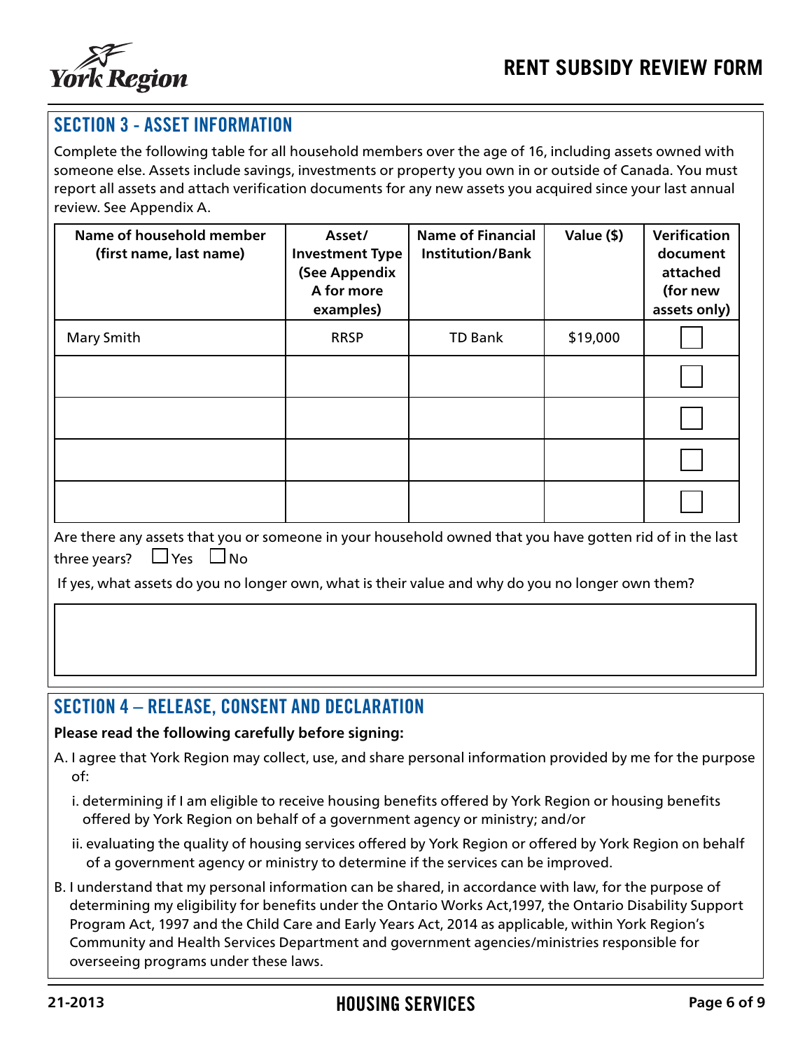## SECTION 3 - ASSET INFORMATION

Complete the following table for all household members over the age of 16, including assets owned with someone else. Assets include savings, investments or property you own in or outside of Canada. You must report all assets and attach verification documents for any new assets you acquired since your last annual review. See Appendix A.

| Name of household member (first name, last name) | Asset/ Investment Type (See Appendix A for more examples) | Name of Financial Institution/Bank | Value ($) | Verification document attached (for new assets only) |
|---|---|---|---|---|
| Mary Smith | RRSP | TD Bank | $19,000 | ☐ |
| | | | | ☐ |
| | | | | ☐ |
| | | | | ☐ |
| | | | | ☐ |

Are there any assets that you or someone in your household owned that you have gotten rid of in the last three years? ☐ Yes ☐ No

If yes, what assets do you no longer own, what is their value and why do you no longer own them?

## SECTION 4 – RELEASE, CONSENT AND DECLARATION

**Please read the following carefully before signing:**

A. I agree that York Region may collect, use, and share personal information provided by me for the purpose of:

   i. determining if I am eligible to receive housing benefits offered by York Region or housing benefits offered by York Region on behalf of a government agency or ministry; and/or

   ii. evaluating the quality of housing services offered by York Region or offered by York Region on behalf of a government agency or ministry to determine if the services can be improved.

B. I understand that my personal information can be shared, in accordance with law, for the purpose of determining my eligibility for benefits under the Ontario Works Act,1997, the Ontario Disability Support Program Act, 1997 and the Child Care and Early Years Act, 2014 as applicable, within York Region's Community and Health Services Department and government agencies/ministries responsible for overseeing programs under these laws.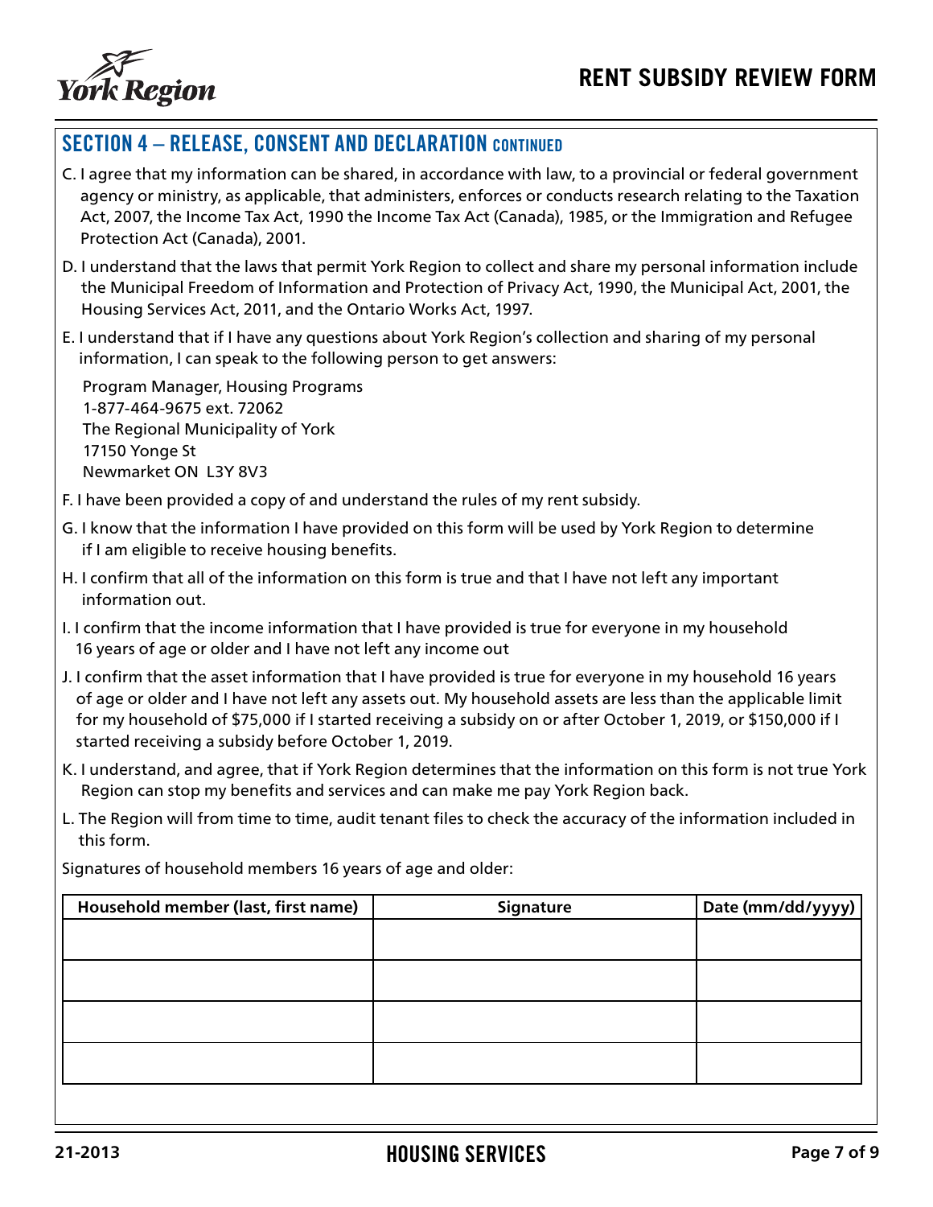# RENT SUBSIDY REVIEW FORM

## SECTION 4 – RELEASE, CONSENT AND DECLARATION CONTINUED

C. I agree that my information can be shared, in accordance with law, to a provincial or federal government agency or ministry, as applicable, that administers, enforces or conducts research relating to the Taxation Act, 2007, the Income Tax Act, 1990 the Income Tax Act (Canada), 1985, or the Immigration and Refugee Protection Act (Canada), 2001.

D. I understand that the laws that permit York Region to collect and share my personal information include the Municipal Freedom of Information and Protection of Privacy Act, 1990, the Municipal Act, 2001, the Housing Services Act, 2011, and the Ontario Works Act, 1997.

E. I understand that if I have any questions about York Region's collection and sharing of my personal information, I can speak to the following person to get answers:

Program Manager, Housing Programs
1-877-464-9675 ext. 72062
The Regional Municipality of York
17150 Yonge St
Newmarket ON L3Y 8V3

F. I have been provided a copy of and understand the rules of my rent subsidy.

G. I know that the information I have provided on this form will be used by York Region to determine if I am eligible to receive housing benefits.

H. I confirm that all of the information on this form is true and that I have not left any important information out.

I. I confirm that the income information that I have provided is true for everyone in my household 16 years of age or older and I have not left any income out

J. I confirm that the asset information that I have provided is true for everyone in my household 16 years of age or older and I have not left any assets out. My household assets are less than the applicable limit for my household of $75,000 if I started receiving a subsidy on or after October 1, 2019, or $150,000 if I started receiving a subsidy before October 1, 2019.

K. I understand, and agree, that if York Region determines that the information on this form is not true York Region can stop my benefits and services and can make me pay York Region back.

L. The Region will from time to time, audit tenant files to check the accuracy of the information included in this form.

Signatures of household members 16 years of age and older:

| Household member (last, first name) | Signature | Date (mm/dd/yyyy) |
|---|---|---|
| | | |
| | | |
| | | |
| | | |

21-2013 HOUSING SERVICES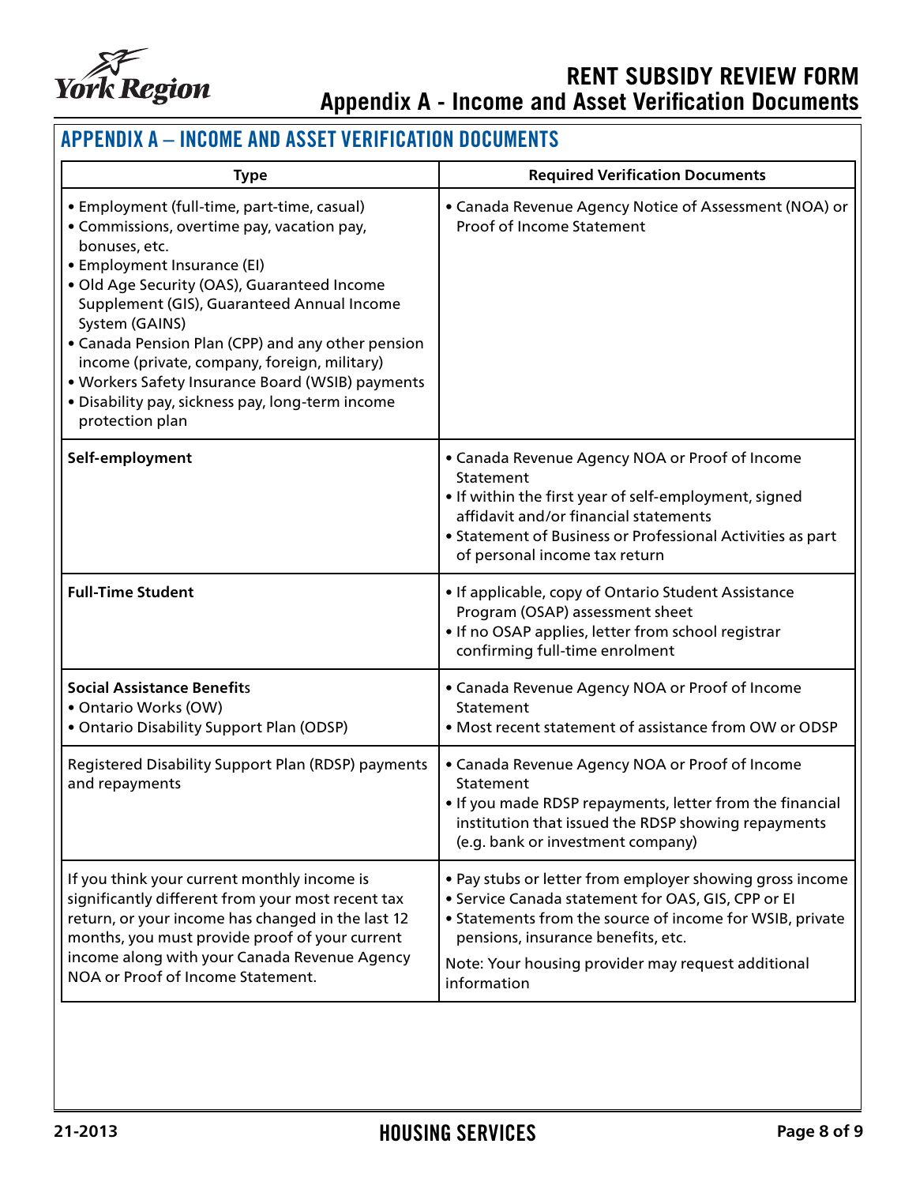## APPENDIX A – INCOME AND ASSET VERIFICATION DOCUMENTS

| Type | Required Verification Documents |
|---|---|
| • Employment (full-time, part-time, casual)<br>• Commissions, overtime pay, vacation pay, bonuses, etc.<br>• Employment Insurance (EI)<br>• Old Age Security (OAS), Guaranteed Income Supplement (GIS), Guaranteed Annual Income System (GAINS)<br>• Canada Pension Plan (CPP) and any other pension income (private, company, foreign, military)<br>• Workers Safety Insurance Board (WSIB) payments<br>• Disability pay, sickness pay, long-term income protection plan | • Canada Revenue Agency Notice of Assessment (NOA) or Proof of Income Statement |
| **Self-employment** | • Canada Revenue Agency NOA or Proof of Income Statement<br>• If within the first year of self-employment, signed affidavit and/or financial statements<br>• Statement of Business or Professional Activities as part of personal income tax return |
| **Full-Time Student** | • If applicable, copy of Ontario Student Assistance Program (OSAP) assessment sheet<br>• If no OSAP applies, letter from school registrar confirming full-time enrolment |
| **Social Assistance Benefits**<br>• Ontario Works (OW)<br>• Ontario Disability Support Plan (ODSP) | • Canada Revenue Agency NOA or Proof of Income Statement<br>• Most recent statement of assistance from OW or ODSP |
| Registered Disability Support Plan (RDSP) payments and repayments | • Canada Revenue Agency NOA or Proof of Income Statement<br>• If you made RDSP repayments, letter from the financial institution that issued the RDSP showing repayments (e.g. bank or investment company) |
| If you think your current monthly income is significantly different from your most recent tax return, or your income has changed in the last 12 months, you must provide proof of your current income along with your Canada Revenue Agency NOA or Proof of Income Statement. | • Pay stubs or letter from employer showing gross income<br>• Service Canada statement for OAS, GIS, CPP or EI<br>• Statements from the source of income for WSIB, private pensions, insurance benefits, etc.<br>Note: Your housing provider may request additional information |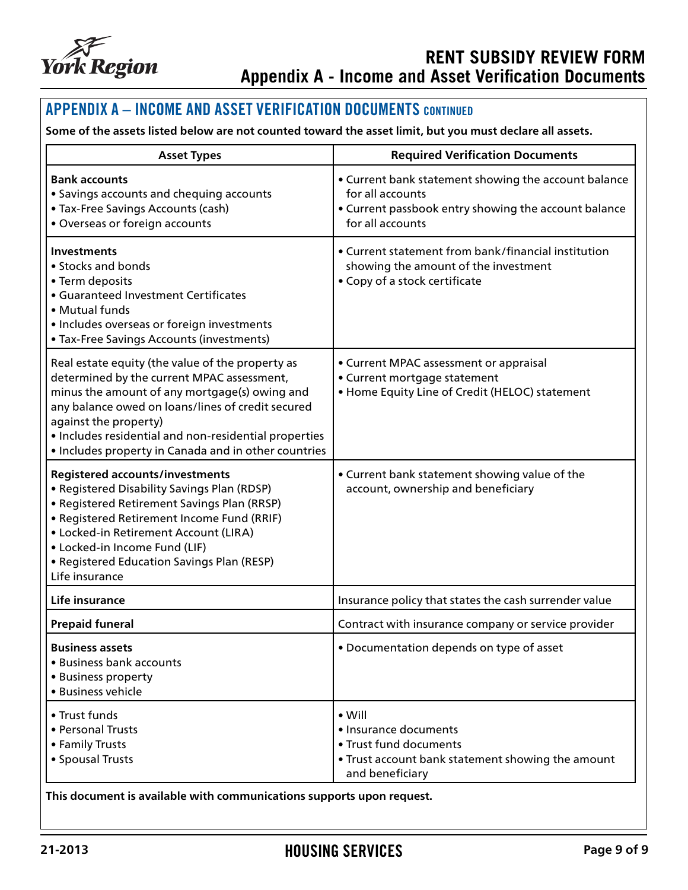## APPENDIX A – INCOME AND ASSET VERIFICATION DOCUMENTS CONTINUED

**Some of the assets listed below are not counted toward the asset limit, but you must declare all assets.**

| Asset Types | Required Verification Documents |
|---|---|
| **Bank accounts**<br>• Savings accounts and chequing accounts<br>• Tax-Free Savings Accounts (cash)<br>• Overseas or foreign accounts | • Current bank statement showing the account balance for all accounts<br>• Current passbook entry showing the account balance for all accounts |
| **Investments**<br>• Stocks and bonds<br>• Term deposits<br>• Guaranteed Investment Certificates<br>• Mutual funds<br>• Includes overseas or foreign investments<br>• Tax-Free Savings Accounts (investments) | • Current statement from bank/financial institution showing the amount of the investment<br>• Copy of a stock certificate |
| Real estate equity (the value of the property as determined by the current MPAC assessment, minus the amount of any mortgage(s) owing and any balance owed on loans/lines of credit secured against the property)<br>• Includes residential and non-residential properties<br>• Includes property in Canada and in other countries | • Current MPAC assessment or appraisal<br>• Current mortgage statement<br>• Home Equity Line of Credit (HELOC) statement |
| **Registered accounts/investments**<br>• Registered Disability Savings Plan (RDSP)<br>• Registered Retirement Savings Plan (RRSP)<br>• Registered Retirement Income Fund (RRIF)<br>• Locked-in Retirement Account (LIRA)<br>• Locked-in Income Fund (LIF)<br>• Registered Education Savings Plan (RESP)<br>Life insurance | • Current bank statement showing value of the account, ownership and beneficiary |
| **Life insurance** | Insurance policy that states the cash surrender value |
| **Prepaid funeral** | Contract with insurance company or service provider |
| **Business assets**<br>• Business bank accounts<br>• Business property<br>• Business vehicle | • Documentation depends on type of asset |
| • Trust funds<br>• Personal Trusts<br>• Family Trusts<br>• Spousal Trusts | • Will<br>• Insurance documents<br>• Trust fund documents<br>• Trust account bank statement showing the amount and beneficiary |

**This document is available with communications supports upon request.**

21-2013